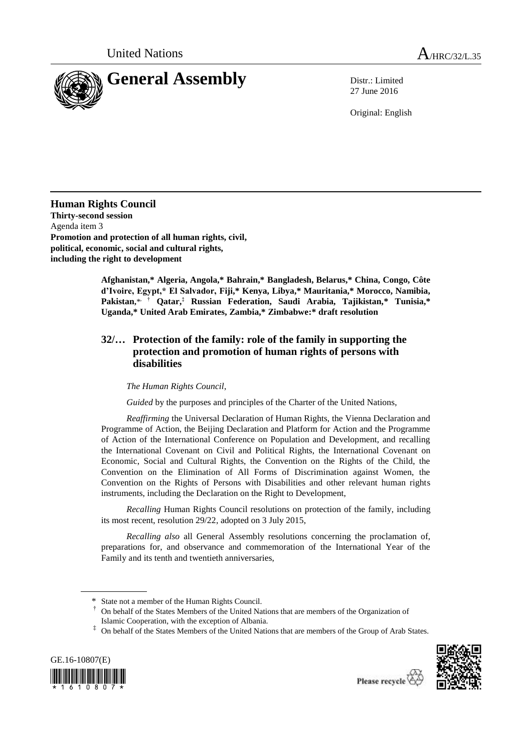United Nations A/HRC/32/L.35

# General Assembly

Distr.: Limited
27 June 2016

Original: English

## Human Rights Council

**Thirty-second session**
Agenda item 3
**Promotion and protection of all human rights, civil, political, economic, social and cultural rights, including the right to development**

**Afghanistan,* Algeria, Angola,* Bahrain,* Bangladesh, Belarus,* China, Congo, Côte d'Ivoire, Egypt,* El Salvador, Fiji,* Kenya, Libya,* Mauritania,* Morocco, Namibia, Pakistan,*, † Qatar,‡ Russian Federation, Saudi Arabia, Tajikistan,* Tunisia,* Uganda,* United Arab Emirates, Zambia,* Zimbabwe:* draft resolution**

### 32/… Protection of the family: role of the family in supporting the protection and promotion of human rights of persons with disabilities

*The Human Rights Council*,

*Guided* by the purposes and principles of the Charter of the United Nations,

*Reaffirming* the Universal Declaration of Human Rights, the Vienna Declaration and Programme of Action, the Beijing Declaration and Platform for Action and the Programme of Action of the International Conference on Population and Development, and recalling the International Covenant on Civil and Political Rights, the International Covenant on Economic, Social and Cultural Rights, the Convention on the Rights of the Child, the Convention on the Elimination of All Forms of Discrimination against Women, the Convention on the Rights of Persons with Disabilities and other relevant human rights instruments, including the Declaration on the Right to Development,

*Recalling* Human Rights Council resolutions on protection of the family, including its most recent, resolution 29/22, adopted on 3 July 2015,

*Recalling also* all General Assembly resolutions concerning the proclamation of, preparations for, and observance and commemoration of the International Year of the Family and its tenth and twentieth anniversaries,

---

\* State not a member of the Human Rights Council.

† On behalf of the States Members of the United Nations that are members of the Organization of Islamic Cooperation, with the exception of Albania.

‡ On behalf of the States Members of the United Nations that are members of the Group of Arab States.

GE.16-10807(E)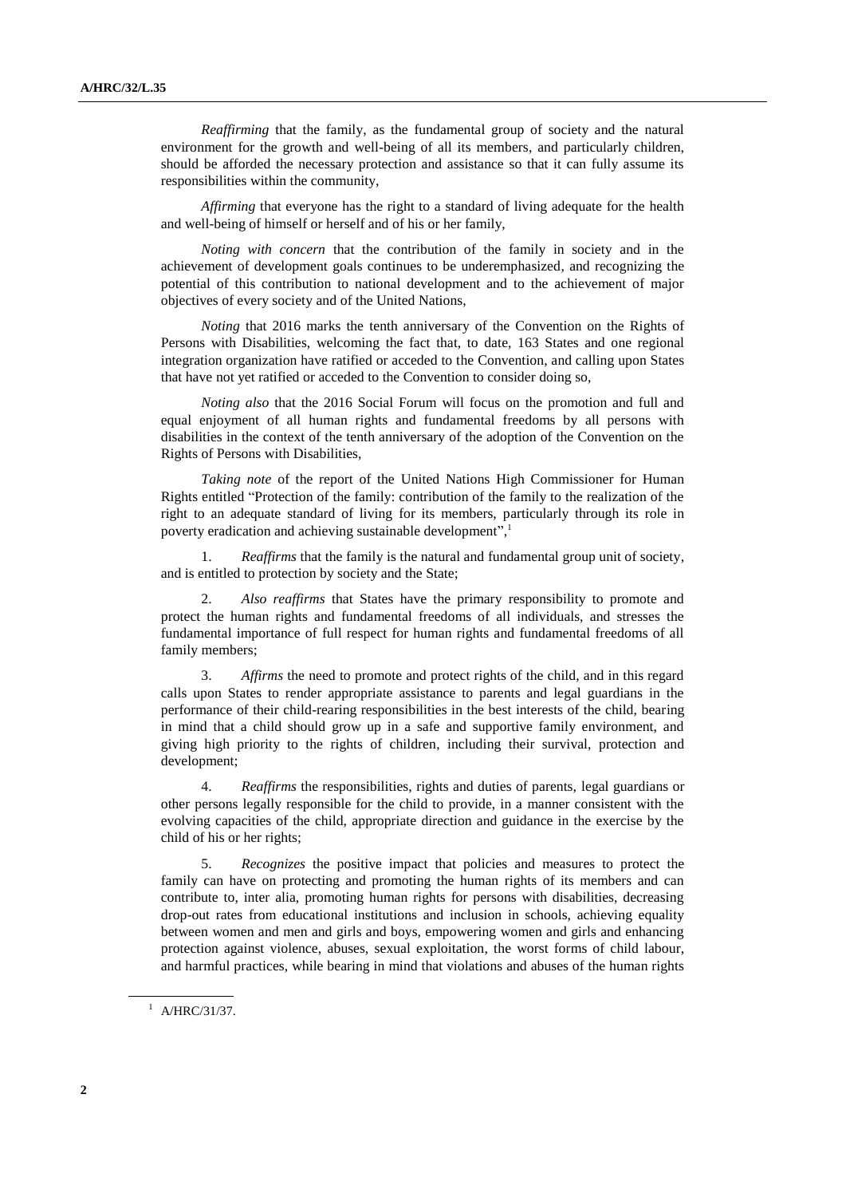*Reaffirming* that the family, as the fundamental group of society and the natural environment for the growth and well-being of all its members, and particularly children, should be afforded the necessary protection and assistance so that it can fully assume its responsibilities within the community,

*Affirming* that everyone has the right to a standard of living adequate for the health and well-being of himself or herself and of his or her family,

*Noting with concern* that the contribution of the family in society and in the achievement of development goals continues to be underemphasized, and recognizing the potential of this contribution to national development and to the achievement of major objectives of every society and of the United Nations,

*Noting* that 2016 marks the tenth anniversary of the Convention on the Rights of Persons with Disabilities, welcoming the fact that, to date, 163 States and one regional integration organization have ratified or acceded to the Convention, and calling upon States that have not yet ratified or acceded to the Convention to consider doing so,

*Noting also* that the 2016 Social Forum will focus on the promotion and full and equal enjoyment of all human rights and fundamental freedoms by all persons with disabilities in the context of the tenth anniversary of the adoption of the Convention on the Rights of Persons with Disabilities,

*Taking note* of the report of the United Nations High Commissioner for Human Rights entitled "Protection of the family: contribution of the family to the realization of the right to an adequate standard of living for its members, particularly through its role in poverty eradication and achieving sustainable development",[1]

1. *Reaffirms* that the family is the natural and fundamental group unit of society, and is entitled to protection by society and the State;

2. *Also reaffirms* that States have the primary responsibility to promote and protect the human rights and fundamental freedoms of all individuals, and stresses the fundamental importance of full respect for human rights and fundamental freedoms of all family members;

3. *Affirms* the need to promote and protect rights of the child, and in this regard calls upon States to render appropriate assistance to parents and legal guardians in the performance of their child-rearing responsibilities in the best interests of the child, bearing in mind that a child should grow up in a safe and supportive family environment, and giving high priority to the rights of children, including their survival, protection and development;

4. *Reaffirms* the responsibilities, rights and duties of parents, legal guardians or other persons legally responsible for the child to provide, in a manner consistent with the evolving capacities of the child, appropriate direction and guidance in the exercise by the child of his or her rights;

5. *Recognizes* the positive impact that policies and measures to protect the family can have on protecting and promoting the human rights of its members and can contribute to, inter alia, promoting human rights for persons with disabilities, decreasing drop-out rates from educational institutions and inclusion in schools, achieving equality between women and men and girls and boys, empowering women and girls and enhancing protection against violence, abuses, sexual exploitation, the worst forms of child labour, and harmful practices, while bearing in mind that violations and abuses of the human rights

[1] A/HRC/31/37.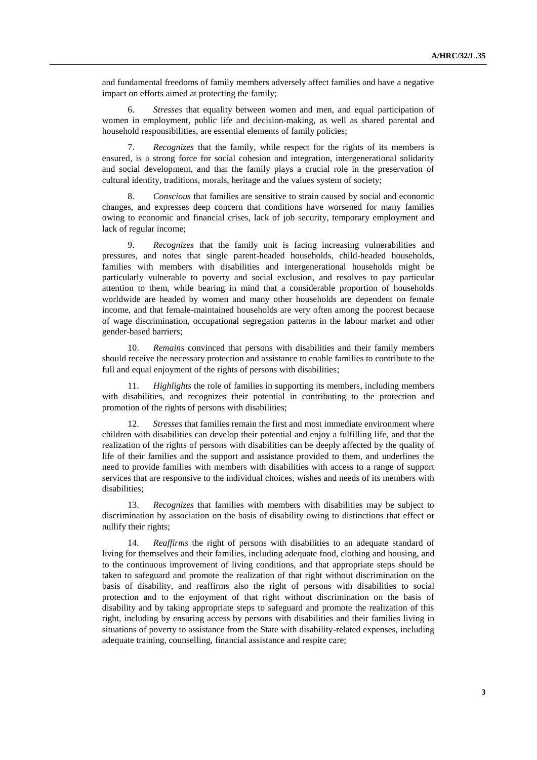and fundamental freedoms of family members adversely affect families and have a negative impact on efforts aimed at protecting the family;

6. *Stresses* that equality between women and men, and equal participation of women in employment, public life and decision-making, as well as shared parental and household responsibilities, are essential elements of family policies;

7. *Recognizes* that the family, while respect for the rights of its members is ensured, is a strong force for social cohesion and integration, intergenerational solidarity and social development, and that the family plays a crucial role in the preservation of cultural identity, traditions, morals, heritage and the values system of society;

8. *Conscious* that families are sensitive to strain caused by social and economic changes, and expresses deep concern that conditions have worsened for many families owing to economic and financial crises, lack of job security, temporary employment and lack of regular income;

9. *Recognizes* that the family unit is facing increasing vulnerabilities and pressures, and notes that single parent-headed households, child-headed households, families with members with disabilities and intergenerational households might be particularly vulnerable to poverty and social exclusion, and resolves to pay particular attention to them, while bearing in mind that a considerable proportion of households worldwide are headed by women and many other households are dependent on female income, and that female-maintained households are very often among the poorest because of wage discrimination, occupational segregation patterns in the labour market and other gender-based barriers;

10. *Remains* convinced that persons with disabilities and their family members should receive the necessary protection and assistance to enable families to contribute to the full and equal enjoyment of the rights of persons with disabilities;

11. *Highlights* the role of families in supporting its members, including members with disabilities, and recognizes their potential in contributing to the protection and promotion of the rights of persons with disabilities;

12. *Stresses* that families remain the first and most immediate environment where children with disabilities can develop their potential and enjoy a fulfilling life, and that the realization of the rights of persons with disabilities can be deeply affected by the quality of life of their families and the support and assistance provided to them, and underlines the need to provide families with members with disabilities with access to a range of support services that are responsive to the individual choices, wishes and needs of its members with disabilities;

13. *Recognizes* that families with members with disabilities may be subject to discrimination by association on the basis of disability owing to distinctions that effect or nullify their rights;

14. *Reaffirms* the right of persons with disabilities to an adequate standard of living for themselves and their families, including adequate food, clothing and housing, and to the continuous improvement of living conditions, and that appropriate steps should be taken to safeguard and promote the realization of that right without discrimination on the basis of disability, and reaffirms also the right of persons with disabilities to social protection and to the enjoyment of that right without discrimination on the basis of disability and by taking appropriate steps to safeguard and promote the realization of this right, including by ensuring access by persons with disabilities and their families living in situations of poverty to assistance from the State with disability-related expenses, including adequate training, counselling, financial assistance and respite care;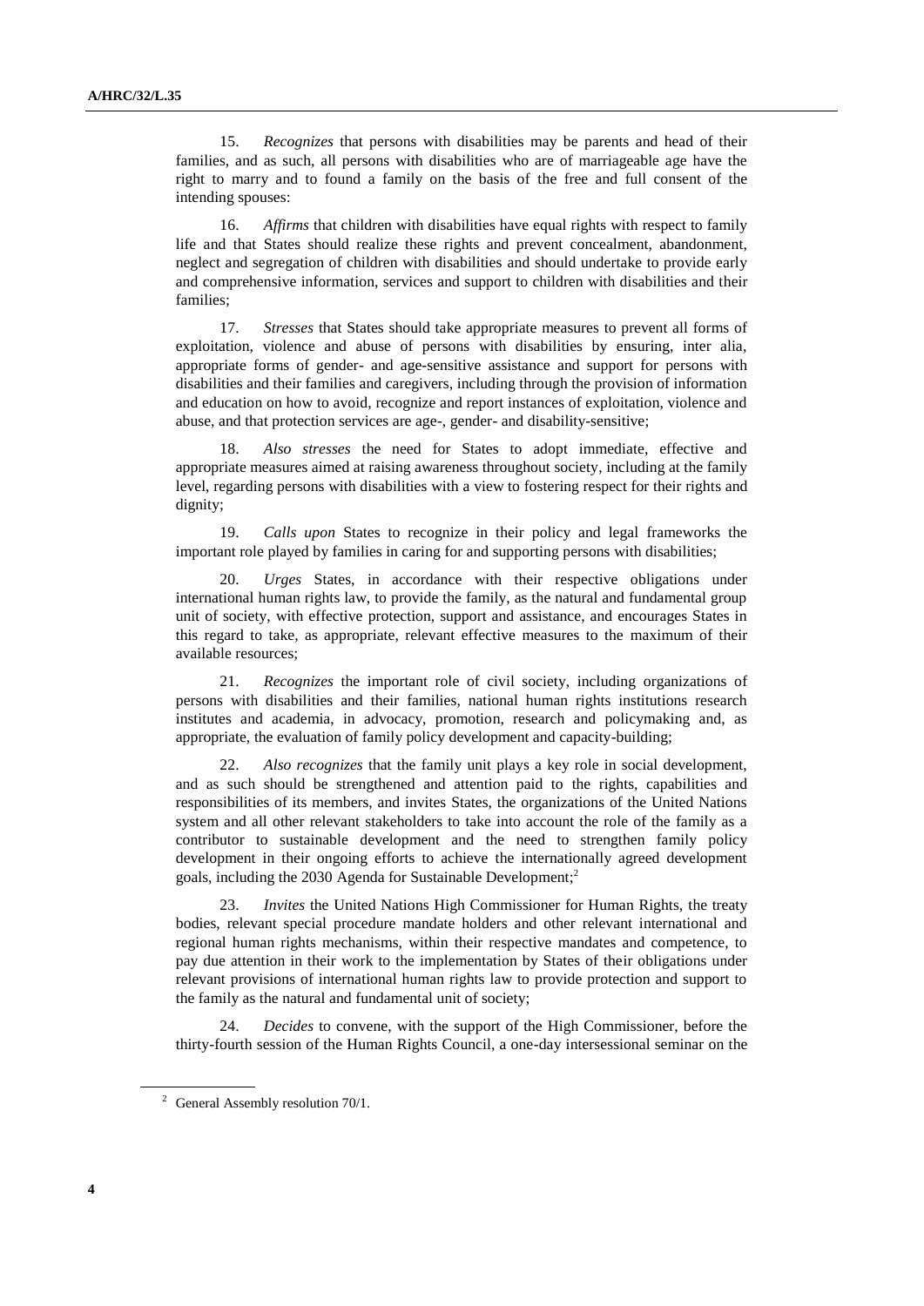15. *Recognizes* that persons with disabilities may be parents and head of their families, and as such, all persons with disabilities who are of marriageable age have the right to marry and to found a family on the basis of the free and full consent of the intending spouses:

16. *Affirms* that children with disabilities have equal rights with respect to family life and that States should realize these rights and prevent concealment, abandonment, neglect and segregation of children with disabilities and should undertake to provide early and comprehensive information, services and support to children with disabilities and their families;

17. *Stresses* that States should take appropriate measures to prevent all forms of exploitation, violence and abuse of persons with disabilities by ensuring, inter alia, appropriate forms of gender- and age-sensitive assistance and support for persons with disabilities and their families and caregivers, including through the provision of information and education on how to avoid, recognize and report instances of exploitation, violence and abuse, and that protection services are age-, gender- and disability-sensitive;

18. *Also stresses* the need for States to adopt immediate, effective and appropriate measures aimed at raising awareness throughout society, including at the family level, regarding persons with disabilities with a view to fostering respect for their rights and dignity;

19. *Calls upon* States to recognize in their policy and legal frameworks the important role played by families in caring for and supporting persons with disabilities;

20. *Urges* States, in accordance with their respective obligations under international human rights law, to provide the family, as the natural and fundamental group unit of society, with effective protection, support and assistance, and encourages States in this regard to take, as appropriate, relevant effective measures to the maximum of their available resources;

21. *Recognizes* the important role of civil society, including organizations of persons with disabilities and their families, national human rights institutions research institutes and academia, in advocacy, promotion, research and policymaking and, as appropriate, the evaluation of family policy development and capacity-building;

22. *Also recognizes* that the family unit plays a key role in social development, and as such should be strengthened and attention paid to the rights, capabilities and responsibilities of its members, and invites States, the organizations of the United Nations system and all other relevant stakeholders to take into account the role of the family as a contributor to sustainable development and the need to strengthen family policy development in their ongoing efforts to achieve the internationally agreed development goals, including the 2030 Agenda for Sustainable Development;[2]

23. *Invites* the United Nations High Commissioner for Human Rights, the treaty bodies, relevant special procedure mandate holders and other relevant international and regional human rights mechanisms, within their respective mandates and competence, to pay due attention in their work to the implementation by States of their obligations under relevant provisions of international human rights law to provide protection and support to the family as the natural and fundamental unit of society;

24. *Decides* to convene, with the support of the High Commissioner, before the thirty-fourth session of the Human Rights Council, a one-day intersessional seminar on the

[2] General Assembly resolution 70/1.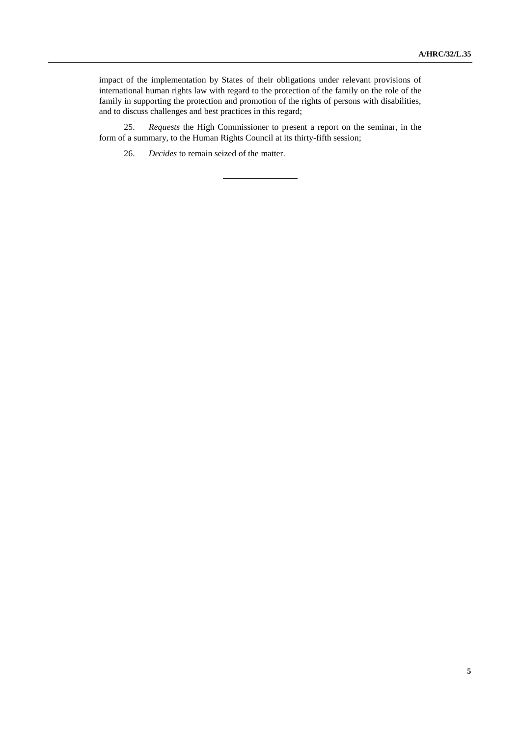impact of the implementation by States of their obligations under relevant provisions of international human rights law with regard to the protection of the family on the role of the family in supporting the protection and promotion of the rights of persons with disabilities, and to discuss challenges and best practices in this regard;

25. *Requests* the High Commissioner to present a report on the seminar, in the form of a summary, to the Human Rights Council at its thirty-fifth session;

26. *Decides* to remain seized of the matter.